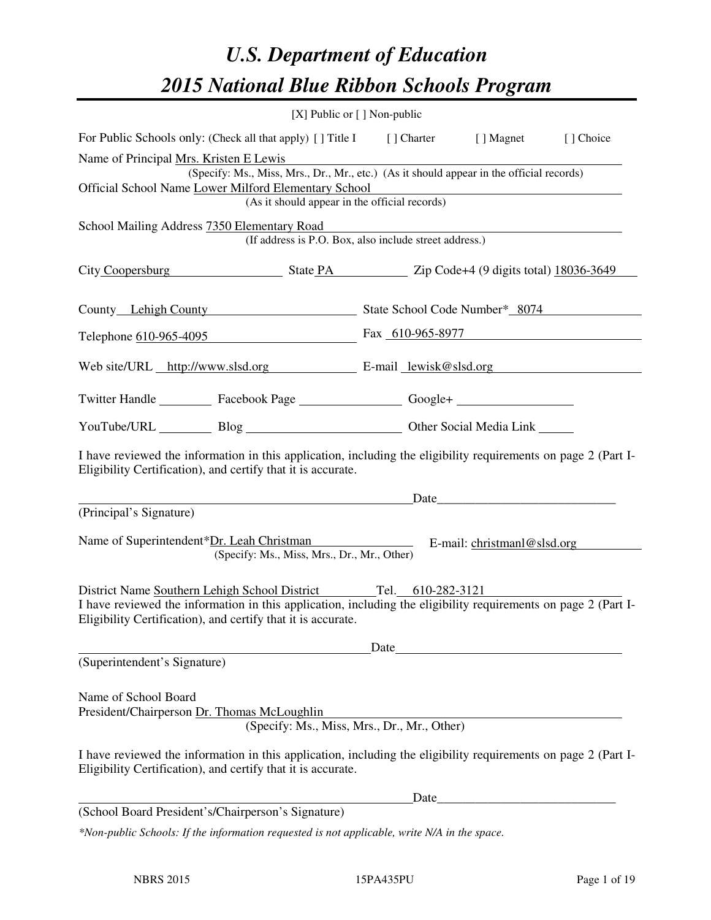# *U.S. Department of Education*
# *2015 National Blue Ribbon Schools Program*

[X] Public or [ ] Non-public

For Public Schools only: (Check all that apply) [ ] Title I [ ] Charter [ ] Magnet [ ] Choice

Name of Principal Mrs. Kristen E Lewis
(Specify: Ms., Miss, Mrs., Dr., Mr., etc.) (As it should appear in the official records)

Official School Name Lower Milford Elementary School
(As it should appear in the official records)

School Mailing Address 7350 Elementary Road
(If address is P.O. Box, also include street address.)

City Coopersburg State PA Zip Code+4 (9 digits total) 18036-3649

County Lehigh County State School Code Number* 8074

Telephone 610-965-4095 Fax 610-965-8977

Web site/URL http://www.slsd.org E-mail lewisk@slsd.org

Twitter Handle \_\_\_\_\_\_\_\_ Facebook Page \_\_\_\_\_\_\_\_ Google+ \_\_\_\_\_\_\_\_

YouTube/URL \_\_\_\_\_\_\_\_ Blog \_\_\_\_\_\_\_\_ Other Social Media Link \_\_\_\_\_\_\_\_

I have reviewed the information in this application, including the eligibility requirements on page 2 (Part I-Eligibility Certification), and certify that it is accurate.

\_\_\_\_\_\_\_\_\_\_\_\_\_\_\_\_\_\_\_\_\_\_\_\_ Date \_\_\_\_\_\_\_\_\_\_\_\_\_\_\_\_
(Principal's Signature)

Name of Superintendent*Dr. Leah Christman E-mail: christmanl@slsd.org
(Specify: Ms., Miss, Mrs., Dr., Mr., Other)

District Name Southern Lehigh School District Tel. 610-282-3121

I have reviewed the information in this application, including the eligibility requirements on page 2 (Part I-Eligibility Certification), and certify that it is accurate.

\_\_\_\_\_\_\_\_\_\_\_\_\_\_\_\_\_\_\_\_\_\_\_\_ Date \_\_\_\_\_\_\_\_\_\_\_\_\_\_\_\_
(Superintendent's Signature)

Name of School Board
President/Chairperson Dr. Thomas McLoughlin
(Specify: Ms., Miss, Mrs., Dr., Mr., Other)

I have reviewed the information in this application, including the eligibility requirements on page 2 (Part I-Eligibility Certification), and certify that it is accurate.

\_\_\_\_\_\_\_\_\_\_\_\_\_\_\_\_\_\_\_\_\_\_\_\_ Date \_\_\_\_\_\_\_\_\_\_\_\_\_\_\_\_
(School Board President's/Chairperson's Signature)

*\*Non-public Schools: If the information requested is not applicable, write N/A in the space.*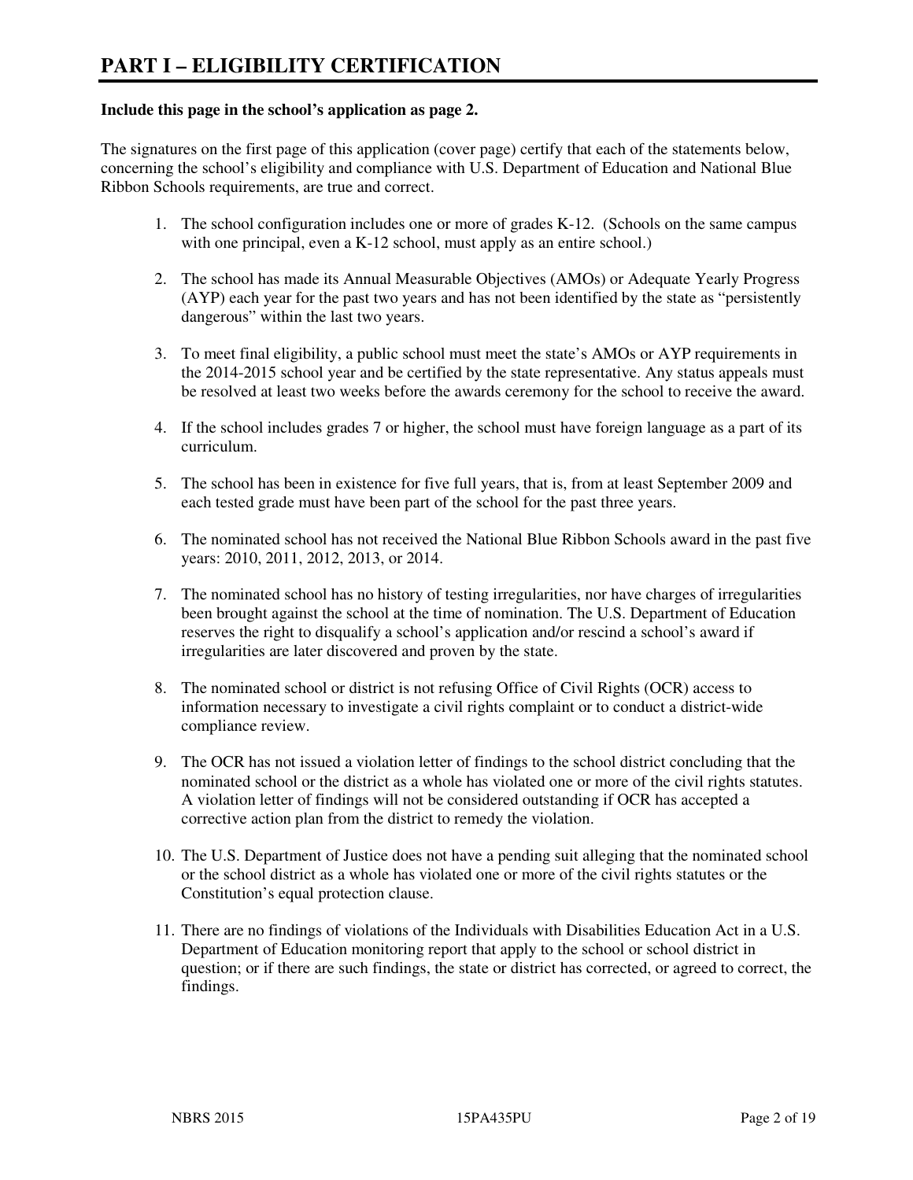# PART I – ELIGIBILITY CERTIFICATION

**Include this page in the school's application as page 2.**

The signatures on the first page of this application (cover page) certify that each of the statements below, concerning the school's eligibility and compliance with U.S. Department of Education and National Blue Ribbon Schools requirements, are true and correct.

1. The school configuration includes one or more of grades K-12. (Schools on the same campus with one principal, even a K-12 school, must apply as an entire school.)

2. The school has made its Annual Measurable Objectives (AMOs) or Adequate Yearly Progress (AYP) each year for the past two years and has not been identified by the state as "persistently dangerous" within the last two years.

3. To meet final eligibility, a public school must meet the state's AMOs or AYP requirements in the 2014-2015 school year and be certified by the state representative. Any status appeals must be resolved at least two weeks before the awards ceremony for the school to receive the award.

4. If the school includes grades 7 or higher, the school must have foreign language as a part of its curriculum.

5. The school has been in existence for five full years, that is, from at least September 2009 and each tested grade must have been part of the school for the past three years.

6. The nominated school has not received the National Blue Ribbon Schools award in the past five years: 2010, 2011, 2012, 2013, or 2014.

7. The nominated school has no history of testing irregularities, nor have charges of irregularities been brought against the school at the time of nomination. The U.S. Department of Education reserves the right to disqualify a school's application and/or rescind a school's award if irregularities are later discovered and proven by the state.

8. The nominated school or district is not refusing Office of Civil Rights (OCR) access to information necessary to investigate a civil rights complaint or to conduct a district-wide compliance review.

9. The OCR has not issued a violation letter of findings to the school district concluding that the nominated school or the district as a whole has violated one or more of the civil rights statutes. A violation letter of findings will not be considered outstanding if OCR has accepted a corrective action plan from the district to remedy the violation.

10. The U.S. Department of Justice does not have a pending suit alleging that the nominated school or the school district as a whole has violated one or more of the civil rights statutes or the Constitution's equal protection clause.

11. There are no findings of violations of the Individuals with Disabilities Education Act in a U.S. Department of Education monitoring report that apply to the school or school district in question; or if there are such findings, the state or district has corrected, or agreed to correct, the findings.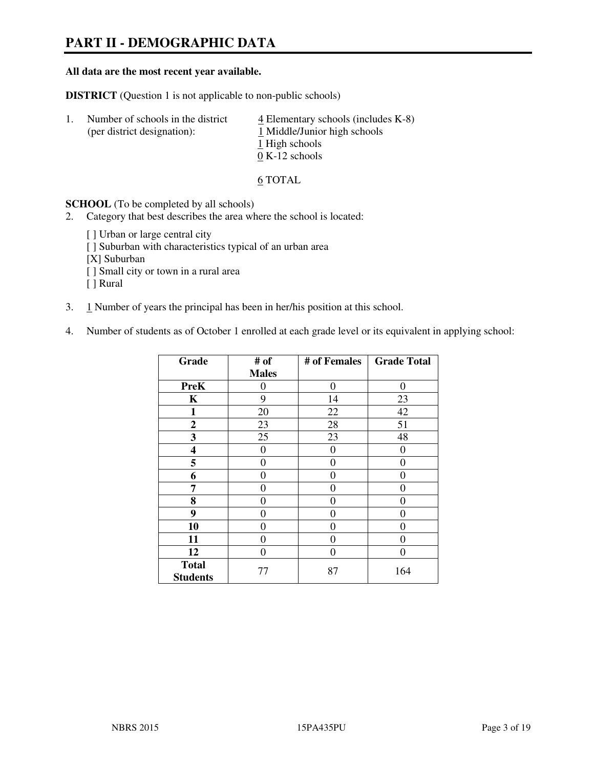# PART II - DEMOGRAPHIC DATA

**All data are the most recent year available.**

**DISTRICT** (Question 1 is not applicable to non-public schools)

1. Number of schools in the district (per district designation):
   - 4 Elementary schools (includes K-8)
   - 1 Middle/Junior high schools
   - 1 High schools
   - 0 K-12 schools

   6 TOTAL

**SCHOOL** (To be completed by all schools)

2. Category that best describes the area where the school is located:

   [ ] Urban or large central city
   [ ] Suburban with characteristics typical of an urban area
   [X] Suburban
   [ ] Small city or town in a rural area
   [ ] Rural

3. 1 Number of years the principal has been in her/his position at this school.

4. Number of students as of October 1 enrolled at each grade level or its equivalent in applying school:

| Grade | # of Males | # of Females | Grade Total |
|---|---|---|---|
| **PreK** | 0 | 0 | 0 |
| **K** | 9 | 14 | 23 |
| **1** | 20 | 22 | 42 |
| **2** | 23 | 28 | 51 |
| **3** | 25 | 23 | 48 |
| **4** | 0 | 0 | 0 |
| **5** | 0 | 0 | 0 |
| **6** | 0 | 0 | 0 |
| **7** | 0 | 0 | 0 |
| **8** | 0 | 0 | 0 |
| **9** | 0 | 0 | 0 |
| **10** | 0 | 0 | 0 |
| **11** | 0 | 0 | 0 |
| **12** | 0 | 0 | 0 |
| **Total Students** | 77 | 87 | 164 |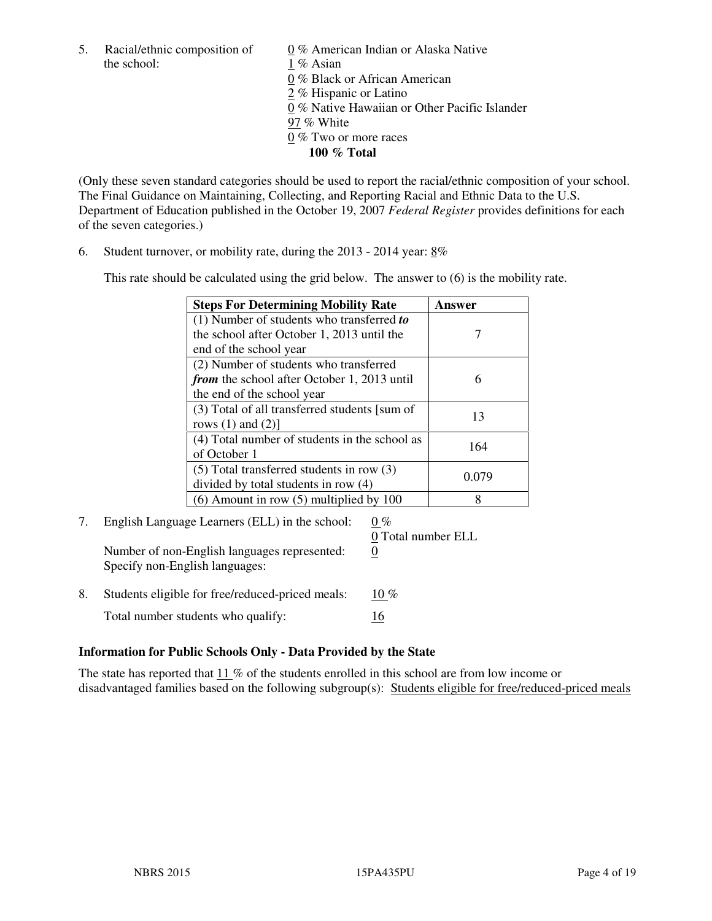5. Racial/ethnic composition of the school:

0 % American Indian or Alaska Native
1 % Asian
0 % Black or African American
2 % Hispanic or Latino
0 % Native Hawaiian or Other Pacific Islander
97 % White
0 % Two or more races
**100 % Total**

(Only these seven standard categories should be used to report the racial/ethnic composition of your school. The Final Guidance on Maintaining, Collecting, and Reporting Racial and Ethnic Data to the U.S. Department of Education published in the October 19, 2007 *Federal Register* provides definitions for each of the seven categories.)

6. Student turnover, or mobility rate, during the 2013 - 2014 year: 8%

This rate should be calculated using the grid below. The answer to (6) is the mobility rate.

| **Steps For Determining Mobility Rate** | **Answer** |
| --- | --- |
| (1) Number of students who transferred ***to*** the school after October 1, 2013 until the end of the school year | 7 |
| (2) Number of students who transferred ***from*** the school after October 1, 2013 until the end of the school year | 6 |
| (3) Total of all transferred students [sum of rows (1) and (2)] | 13 |
| (4) Total number of students in the school as of October 1 | 164 |
| (5) Total transferred students in row (3) divided by total students in row (4) | 0.079 |
| (6) Amount in row (5) multiplied by 100 | 8 |

7. English Language Learners (ELL) in the school: 0 %
0 Total number ELL
Number of non-English languages represented: 0
Specify non-English languages:

8. Students eligible for free/reduced-priced meals: 10 %
Total number students who qualify: 16

### Information for Public Schools Only - Data Provided by the State

The state has reported that 11 % of the students enrolled in this school are from low income or disadvantaged families based on the following subgroup(s): Students eligible for free/reduced-priced meals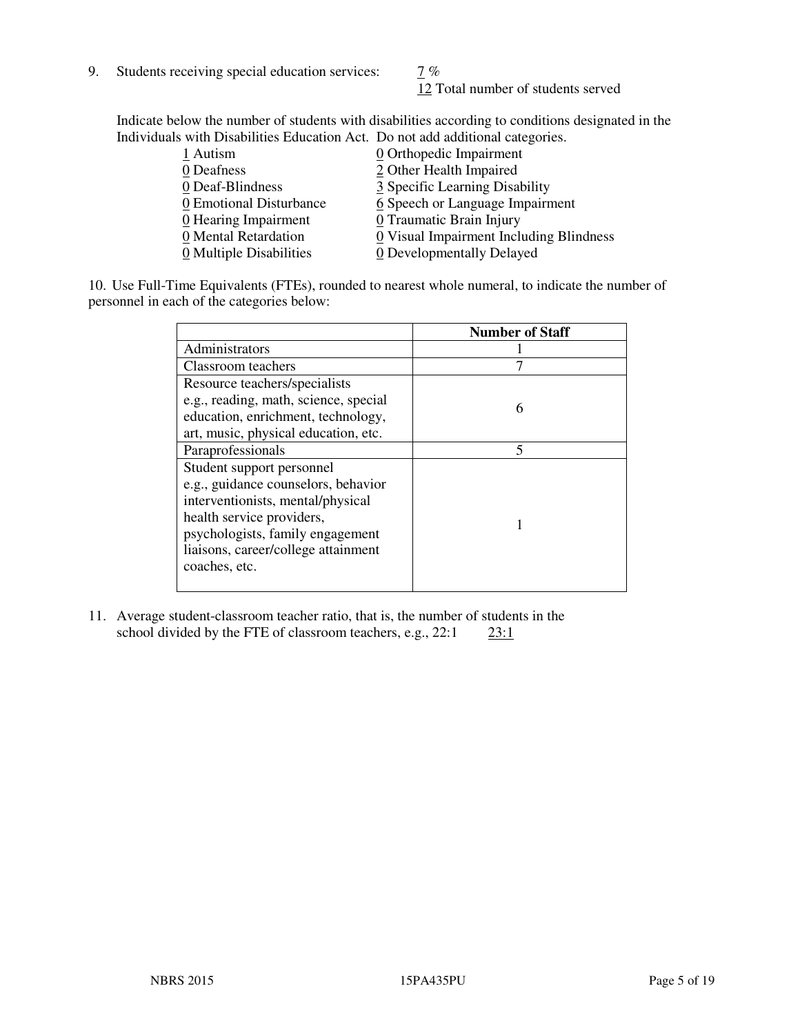9. Students receiving special education services: 7 %
12 Total number of students served

Indicate below the number of students with disabilities according to conditions designated in the Individuals with Disabilities Education Act. Do not add additional categories.

1 Autism
0 Deafness
0 Deaf-Blindness
0 Emotional Disturbance
0 Hearing Impairment
0 Mental Retardation
0 Multiple Disabilities
0 Orthopedic Impairment
2 Other Health Impaired
3 Specific Learning Disability
6 Speech or Language Impairment
0 Traumatic Brain Injury
0 Visual Impairment Including Blindness
0 Developmentally Delayed

10. Use Full-Time Equivalents (FTEs), rounded to nearest whole numeral, to indicate the number of personnel in each of the categories below:

| | Number of Staff |
|---|---|
| Administrators | 1 |
| Classroom teachers | 7 |
| Resource teachers/specialists e.g., reading, math, science, special education, enrichment, technology, art, music, physical education, etc. | 6 |
| Paraprofessionals | 5 |
| Student support personnel e.g., guidance counselors, behavior interventionists, mental/physical health service providers, psychologists, family engagement liaisons, career/college attainment coaches, etc. | 1 |

11. Average student-classroom teacher ratio, that is, the number of students in the school divided by the FTE of classroom teachers, e.g., 22:1 23:1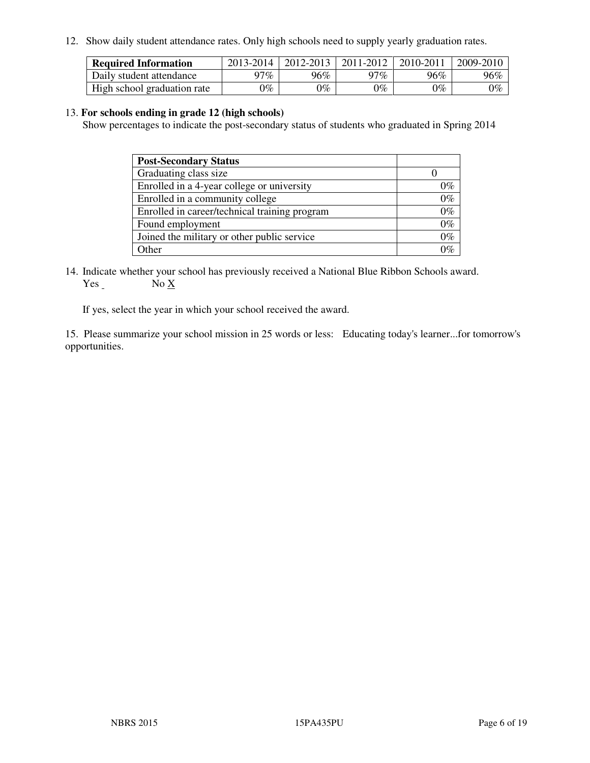12. Show daily student attendance rates. Only high schools need to supply yearly graduation rates.

| Required Information | 2013-2014 | 2012-2013 | 2011-2012 | 2010-2011 | 2009-2010 |
| --- | --- | --- | --- | --- | --- |
| Daily student attendance | 97% | 96% | 97% | 96% | 96% |
| High school graduation rate | 0% | 0% | 0% | 0% | 0% |

13. **For schools ending in grade 12 (high schools)**
Show percentages to indicate the post-secondary status of students who graduated in Spring 2014

| Post-Secondary Status | |
| --- | --- |
| Graduating class size | 0 |
| Enrolled in a 4-year college or university | 0% |
| Enrolled in a community college | 0% |
| Enrolled in career/technical training program | 0% |
| Found employment | 0% |
| Joined the military or other public service | 0% |
| Other | 0% |

14. Indicate whether your school has previously received a National Blue Ribbon Schools award.
Yes _ No X

If yes, select the year in which your school received the award.

15. Please summarize your school mission in 25 words or less: Educating today's learner...for tomorrow's opportunities.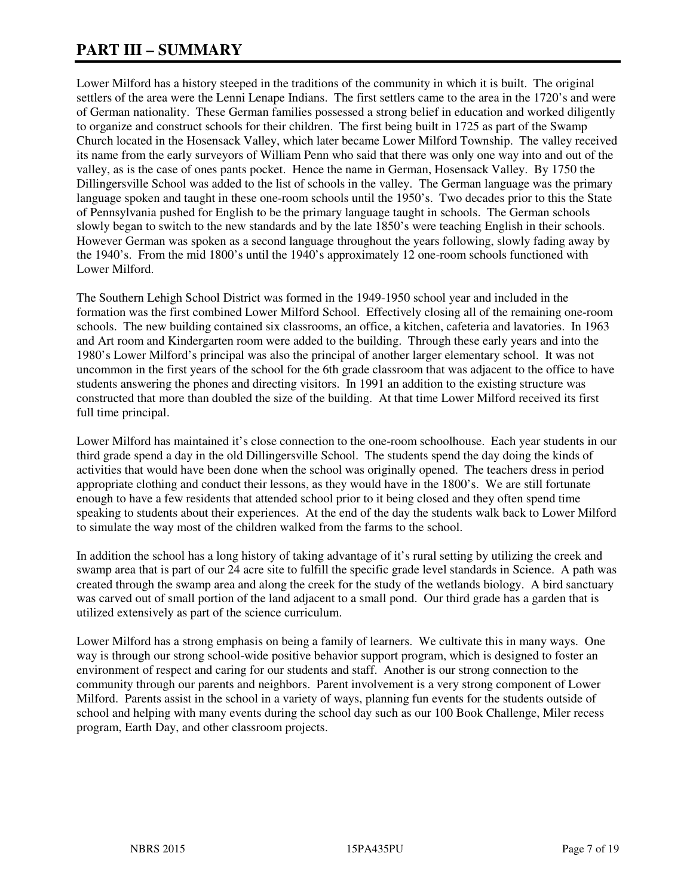# PART III – SUMMARY

Lower Milford has a history steeped in the traditions of the community in which it is built. The original settlers of the area were the Lenni Lenape Indians. The first settlers came to the area in the 1720's and were of German nationality. These German families possessed a strong belief in education and worked diligently to organize and construct schools for their children. The first being built in 1725 as part of the Swamp Church located in the Hosensack Valley, which later became Lower Milford Township. The valley received its name from the early surveyors of William Penn who said that there was only one way into and out of the valley, as is the case of ones pants pocket. Hence the name in German, Hosensack Valley. By 1750 the Dillingersville School was added to the list of schools in the valley. The German language was the primary language spoken and taught in these one-room schools until the 1950's. Two decades prior to this the State of Pennsylvania pushed for English to be the primary language taught in schools. The German schools slowly began to switch to the new standards and by the late 1850's were teaching English in their schools. However German was spoken as a second language throughout the years following, slowly fading away by the 1940's. From the mid 1800's until the 1940's approximately 12 one-room schools functioned with Lower Milford.

The Southern Lehigh School District was formed in the 1949-1950 school year and included in the formation was the first combined Lower Milford School. Effectively closing all of the remaining one-room schools. The new building contained six classrooms, an office, a kitchen, cafeteria and lavatories. In 1963 and Art room and Kindergarten room were added to the building. Through these early years and into the 1980's Lower Milford's principal was also the principal of another larger elementary school. It was not uncommon in the first years of the school for the 6th grade classroom that was adjacent to the office to have students answering the phones and directing visitors. In 1991 an addition to the existing structure was constructed that more than doubled the size of the building. At that time Lower Milford received its first full time principal.

Lower Milford has maintained it's close connection to the one-room schoolhouse. Each year students in our third grade spend a day in the old Dillingersville School. The students spend the day doing the kinds of activities that would have been done when the school was originally opened. The teachers dress in period appropriate clothing and conduct their lessons, as they would have in the 1800's. We are still fortunate enough to have a few residents that attended school prior to it being closed and they often spend time speaking to students about their experiences. At the end of the day the students walk back to Lower Milford to simulate the way most of the children walked from the farms to the school.

In addition the school has a long history of taking advantage of it's rural setting by utilizing the creek and swamp area that is part of our 24 acre site to fulfill the specific grade level standards in Science. A path was created through the swamp area and along the creek for the study of the wetlands biology. A bird sanctuary was carved out of small portion of the land adjacent to a small pond. Our third grade has a garden that is utilized extensively as part of the science curriculum.

Lower Milford has a strong emphasis on being a family of learners. We cultivate this in many ways. One way is through our strong school-wide positive behavior support program, which is designed to foster an environment of respect and caring for our students and staff. Another is our strong connection to the community through our parents and neighbors. Parent involvement is a very strong component of Lower Milford. Parents assist in the school in a variety of ways, planning fun events for the students outside of school and helping with many events during the school day such as our 100 Book Challenge, Miler recess program, Earth Day, and other classroom projects.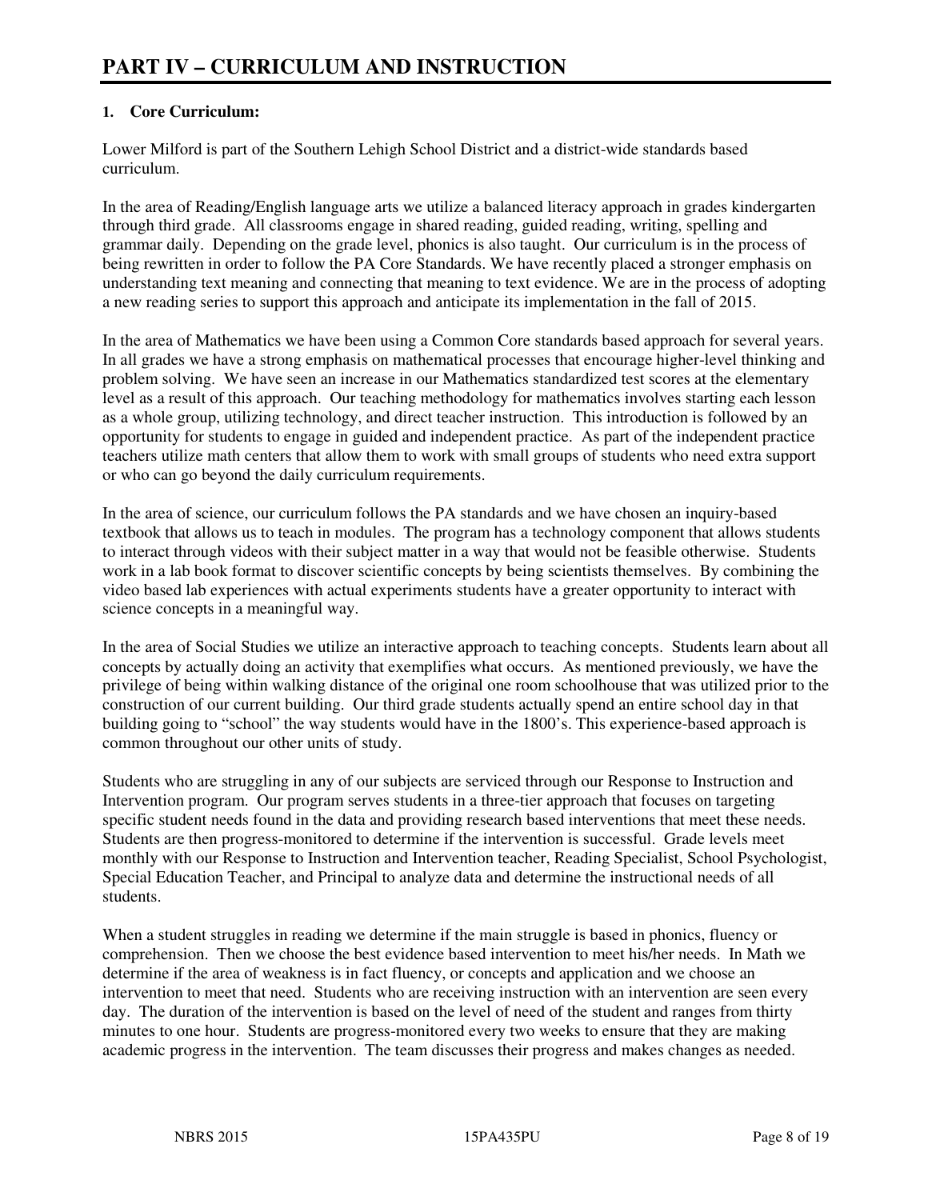# PART IV – CURRICULUM AND INSTRUCTION

**1. Core Curriculum:**

Lower Milford is part of the Southern Lehigh School District and a district-wide standards based curriculum.

In the area of Reading/English language arts we utilize a balanced literacy approach in grades kindergarten through third grade. All classrooms engage in shared reading, guided reading, writing, spelling and grammar daily. Depending on the grade level, phonics is also taught. Our curriculum is in the process of being rewritten in order to follow the PA Core Standards. We have recently placed a stronger emphasis on understanding text meaning and connecting that meaning to text evidence. We are in the process of adopting a new reading series to support this approach and anticipate its implementation in the fall of 2015.

In the area of Mathematics we have been using a Common Core standards based approach for several years. In all grades we have a strong emphasis on mathematical processes that encourage higher-level thinking and problem solving. We have seen an increase in our Mathematics standardized test scores at the elementary level as a result of this approach. Our teaching methodology for mathematics involves starting each lesson as a whole group, utilizing technology, and direct teacher instruction. This introduction is followed by an opportunity for students to engage in guided and independent practice. As part of the independent practice teachers utilize math centers that allow them to work with small groups of students who need extra support or who can go beyond the daily curriculum requirements.

In the area of science, our curriculum follows the PA standards and we have chosen an inquiry-based textbook that allows us to teach in modules. The program has a technology component that allows students to interact through videos with their subject matter in a way that would not be feasible otherwise. Students work in a lab book format to discover scientific concepts by being scientists themselves. By combining the video based lab experiences with actual experiments students have a greater opportunity to interact with science concepts in a meaningful way.

In the area of Social Studies we utilize an interactive approach to teaching concepts. Students learn about all concepts by actually doing an activity that exemplifies what occurs. As mentioned previously, we have the privilege of being within walking distance of the original one room schoolhouse that was utilized prior to the construction of our current building. Our third grade students actually spend an entire school day in that building going to "school" the way students would have in the 1800's. This experience-based approach is common throughout our other units of study.

Students who are struggling in any of our subjects are serviced through our Response to Instruction and Intervention program. Our program serves students in a three-tier approach that focuses on targeting specific student needs found in the data and providing research based interventions that meet these needs. Students are then progress-monitored to determine if the intervention is successful. Grade levels meet monthly with our Response to Instruction and Intervention teacher, Reading Specialist, School Psychologist, Special Education Teacher, and Principal to analyze data and determine the instructional needs of all students.

When a student struggles in reading we determine if the main struggle is based in phonics, fluency or comprehension. Then we choose the best evidence based intervention to meet his/her needs. In Math we determine if the area of weakness is in fact fluency, or concepts and application and we choose an intervention to meet that need. Students who are receiving instruction with an intervention are seen every day. The duration of the intervention is based on the level of need of the student and ranges from thirty minutes to one hour. Students are progress-monitored every two weeks to ensure that they are making academic progress in the intervention. The team discusses their progress and makes changes as needed.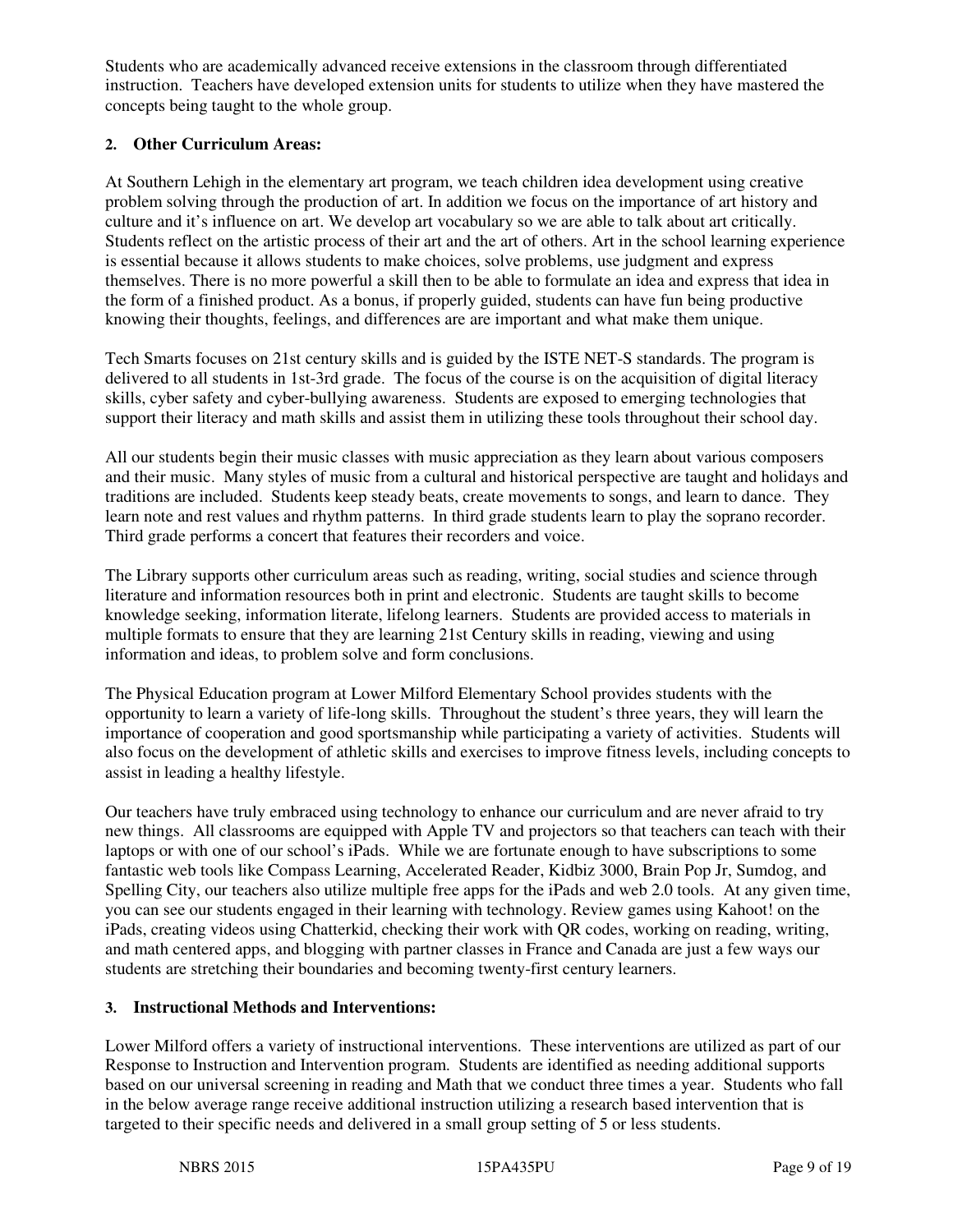Students who are academically advanced receive extensions in the classroom through differentiated instruction. Teachers have developed extension units for students to utilize when they have mastered the concepts being taught to the whole group.

**2. Other Curriculum Areas:**

At Southern Lehigh in the elementary art program, we teach children idea development using creative problem solving through the production of art. In addition we focus on the importance of art history and culture and it's influence on art. We develop art vocabulary so we are able to talk about art critically. Students reflect on the artistic process of their art and the art of others. Art in the school learning experience is essential because it allows students to make choices, solve problems, use judgment and express themselves. There is no more powerful a skill then to be able to formulate an idea and express that idea in the form of a finished product. As a bonus, if properly guided, students can have fun being productive knowing their thoughts, feelings, and differences are are important and what make them unique.

Tech Smarts focuses on 21st century skills and is guided by the ISTE NET-S standards. The program is delivered to all students in 1st-3rd grade. The focus of the course is on the acquisition of digital literacy skills, cyber safety and cyber-bullying awareness. Students are exposed to emerging technologies that support their literacy and math skills and assist them in utilizing these tools throughout their school day.

All our students begin their music classes with music appreciation as they learn about various composers and their music. Many styles of music from a cultural and historical perspective are taught and holidays and traditions are included. Students keep steady beats, create movements to songs, and learn to dance. They learn note and rest values and rhythm patterns. In third grade students learn to play the soprano recorder. Third grade performs a concert that features their recorders and voice.

The Library supports other curriculum areas such as reading, writing, social studies and science through literature and information resources both in print and electronic. Students are taught skills to become knowledge seeking, information literate, lifelong learners. Students are provided access to materials in multiple formats to ensure that they are learning 21st Century skills in reading, viewing and using information and ideas, to problem solve and form conclusions.

The Physical Education program at Lower Milford Elementary School provides students with the opportunity to learn a variety of life-long skills. Throughout the student's three years, they will learn the importance of cooperation and good sportsmanship while participating a variety of activities. Students will also focus on the development of athletic skills and exercises to improve fitness levels, including concepts to assist in leading a healthy lifestyle.

Our teachers have truly embraced using technology to enhance our curriculum and are never afraid to try new things. All classrooms are equipped with Apple TV and projectors so that teachers can teach with their laptops or with one of our school's iPads. While we are fortunate enough to have subscriptions to some fantastic web tools like Compass Learning, Accelerated Reader, Kidbiz 3000, Brain Pop Jr, Sumdog, and Spelling City, our teachers also utilize multiple free apps for the iPads and web 2.0 tools. At any given time, you can see our students engaged in their learning with technology. Review games using Kahoot! on the iPads, creating videos using Chatterkid, checking their work with QR codes, working on reading, writing, and math centered apps, and blogging with partner classes in France and Canada are just a few ways our students are stretching their boundaries and becoming twenty-first century learners.

**3. Instructional Methods and Interventions:**

Lower Milford offers a variety of instructional interventions. These interventions are utilized as part of our Response to Instruction and Intervention program. Students are identified as needing additional supports based on our universal screening in reading and Math that we conduct three times a year. Students who fall in the below average range receive additional instruction utilizing a research based intervention that is targeted to their specific needs and delivered in a small group setting of 5 or less students.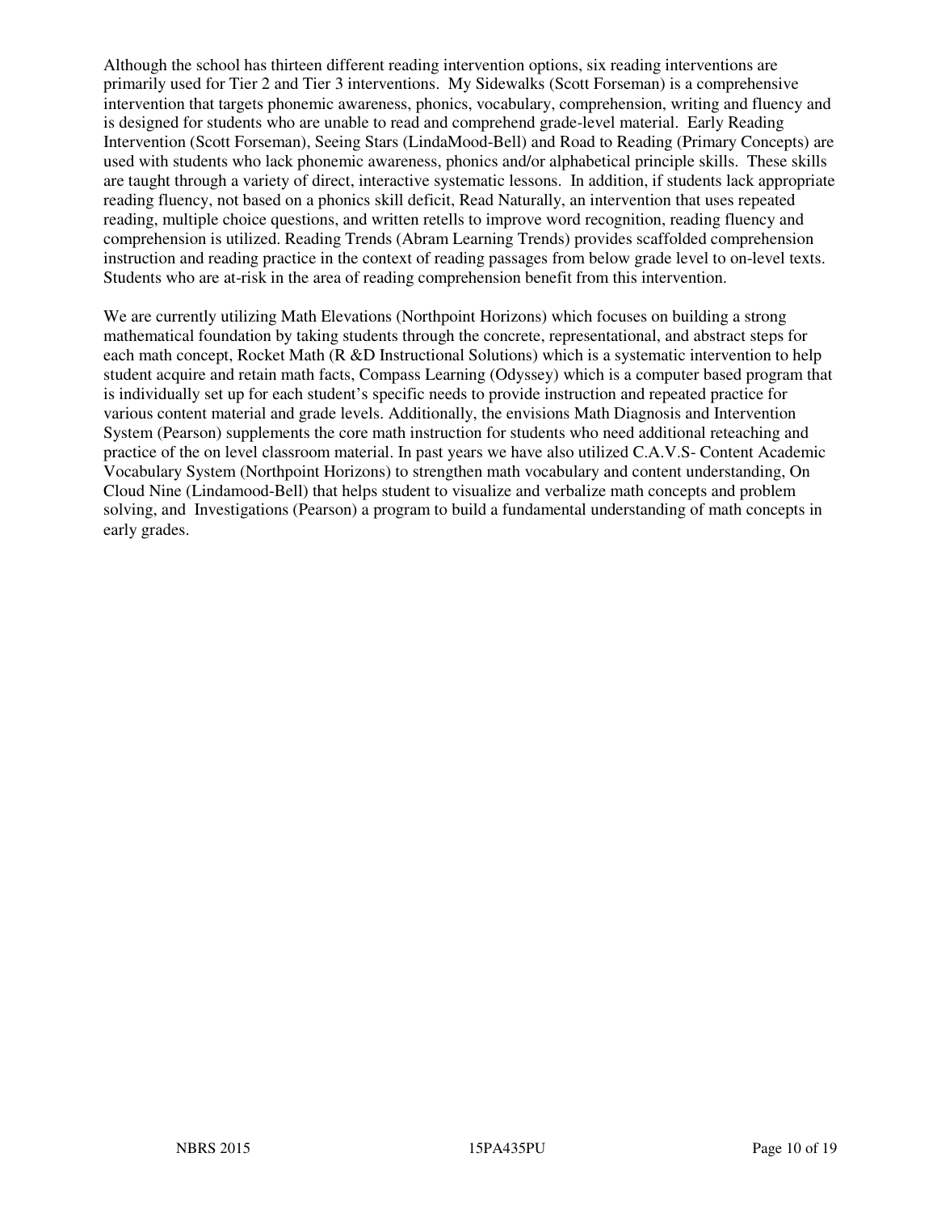Although the school has thirteen different reading intervention options, six reading interventions are primarily used for Tier 2 and Tier 3 interventions. My Sidewalks (Scott Forseman) is a comprehensive intervention that targets phonemic awareness, phonics, vocabulary, comprehension, writing and fluency and is designed for students who are unable to read and comprehend grade-level material. Early Reading Intervention (Scott Forseman), Seeing Stars (LindaMood-Bell) and Road to Reading (Primary Concepts) are used with students who lack phonemic awareness, phonics and/or alphabetical principle skills. These skills are taught through a variety of direct, interactive systematic lessons. In addition, if students lack appropriate reading fluency, not based on a phonics skill deficit, Read Naturally, an intervention that uses repeated reading, multiple choice questions, and written retells to improve word recognition, reading fluency and comprehension is utilized. Reading Trends (Abram Learning Trends) provides scaffolded comprehension instruction and reading practice in the context of reading passages from below grade level to on-level texts. Students who are at-risk in the area of reading comprehension benefit from this intervention.

We are currently utilizing Math Elevations (Northpoint Horizons) which focuses on building a strong mathematical foundation by taking students through the concrete, representational, and abstract steps for each math concept, Rocket Math (R &D Instructional Solutions) which is a systematic intervention to help student acquire and retain math facts, Compass Learning (Odyssey) which is a computer based program that is individually set up for each student's specific needs to provide instruction and repeated practice for various content material and grade levels. Additionally, the envisions Math Diagnosis and Intervention System (Pearson) supplements the core math instruction for students who need additional reteaching and practice of the on level classroom material. In past years we have also utilized C.A.V.S- Content Academic Vocabulary System (Northpoint Horizons) to strengthen math vocabulary and content understanding, On Cloud Nine (Lindamood-Bell) that helps student to visualize and verbalize math concepts and problem solving, and Investigations (Pearson) a program to build a fundamental understanding of math concepts in early grades.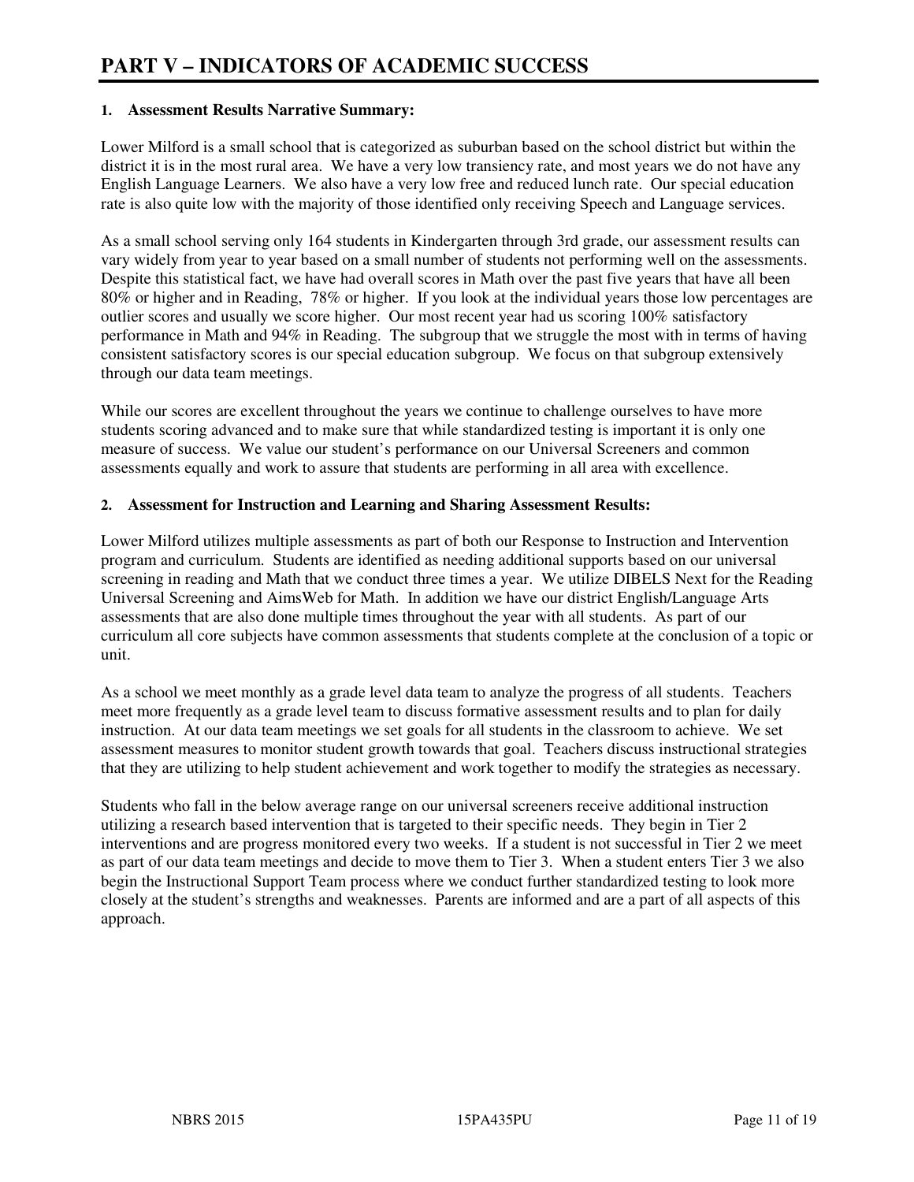# PART V – INDICATORS OF ACADEMIC SUCCESS

**1. Assessment Results Narrative Summary:**

Lower Milford is a small school that is categorized as suburban based on the school district but within the district it is in the most rural area. We have a very low transiency rate, and most years we do not have any English Language Learners. We also have a very low free and reduced lunch rate. Our special education rate is also quite low with the majority of those identified only receiving Speech and Language services.

As a small school serving only 164 students in Kindergarten through 3rd grade, our assessment results can vary widely from year to year based on a small number of students not performing well on the assessments. Despite this statistical fact, we have had overall scores in Math over the past five years that have all been 80% or higher and in Reading, 78% or higher. If you look at the individual years those low percentages are outlier scores and usually we score higher. Our most recent year had us scoring 100% satisfactory performance in Math and 94% in Reading. The subgroup that we struggle the most with in terms of having consistent satisfactory scores is our special education subgroup. We focus on that subgroup extensively through our data team meetings.

While our scores are excellent throughout the years we continue to challenge ourselves to have more students scoring advanced and to make sure that while standardized testing is important it is only one measure of success. We value our student's performance on our Universal Screeners and common assessments equally and work to assure that students are performing in all area with excellence.

**2. Assessment for Instruction and Learning and Sharing Assessment Results:**

Lower Milford utilizes multiple assessments as part of both our Response to Instruction and Intervention program and curriculum. Students are identified as needing additional supports based on our universal screening in reading and Math that we conduct three times a year. We utilize DIBELS Next for the Reading Universal Screening and AimsWeb for Math. In addition we have our district English/Language Arts assessments that are also done multiple times throughout the year with all students. As part of our curriculum all core subjects have common assessments that students complete at the conclusion of a topic or unit.

As a school we meet monthly as a grade level data team to analyze the progress of all students. Teachers meet more frequently as a grade level team to discuss formative assessment results and to plan for daily instruction. At our data team meetings we set goals for all students in the classroom to achieve. We set assessment measures to monitor student growth towards that goal. Teachers discuss instructional strategies that they are utilizing to help student achievement and work together to modify the strategies as necessary.

Students who fall in the below average range on our universal screeners receive additional instruction utilizing a research based intervention that is targeted to their specific needs. They begin in Tier 2 interventions and are progress monitored every two weeks. If a student is not successful in Tier 2 we meet as part of our data team meetings and decide to move them to Tier 3. When a student enters Tier 3 we also begin the Instructional Support Team process where we conduct further standardized testing to look more closely at the student's strengths and weaknesses. Parents are informed and are a part of all aspects of this approach.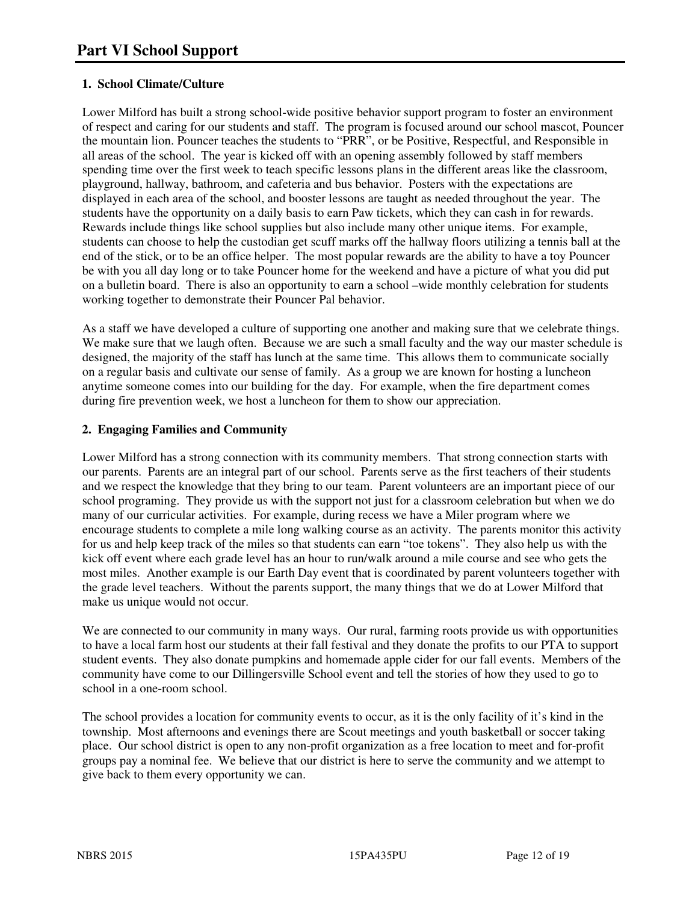# Part VI School Support

### 1. School Climate/Culture

Lower Milford has built a strong school-wide positive behavior support program to foster an environment of respect and caring for our students and staff. The program is focused around our school mascot, Pouncer the mountain lion. Pouncer teaches the students to "PRR", or be Positive, Respectful, and Responsible in all areas of the school. The year is kicked off with an opening assembly followed by staff members spending time over the first week to teach specific lessons plans in the different areas like the classroom, playground, hallway, bathroom, and cafeteria and bus behavior. Posters with the expectations are displayed in each area of the school, and booster lessons are taught as needed throughout the year. The students have the opportunity on a daily basis to earn Paw tickets, which they can cash in for rewards. Rewards include things like school supplies but also include many other unique items. For example, students can choose to help the custodian get scuff marks off the hallway floors utilizing a tennis ball at the end of the stick, or to be an office helper. The most popular rewards are the ability to have a toy Pouncer be with you all day long or to take Pouncer home for the weekend and have a picture of what you did put on a bulletin board. There is also an opportunity to earn a school –wide monthly celebration for students working together to demonstrate their Pouncer Pal behavior.

As a staff we have developed a culture of supporting one another and making sure that we celebrate things. We make sure that we laugh often. Because we are such a small faculty and the way our master schedule is designed, the majority of the staff has lunch at the same time. This allows them to communicate socially on a regular basis and cultivate our sense of family. As a group we are known for hosting a luncheon anytime someone comes into our building for the day. For example, when the fire department comes during fire prevention week, we host a luncheon for them to show our appreciation.

### 2. Engaging Families and Community

Lower Milford has a strong connection with its community members. That strong connection starts with our parents. Parents are an integral part of our school. Parents serve as the first teachers of their students and we respect the knowledge that they bring to our team. Parent volunteers are an important piece of our school programing. They provide us with the support not just for a classroom celebration but when we do many of our curricular activities. For example, during recess we have a Miler program where we encourage students to complete a mile long walking course as an activity. The parents monitor this activity for us and help keep track of the miles so that students can earn "toe tokens". They also help us with the kick off event where each grade level has an hour to run/walk around a mile course and see who gets the most miles. Another example is our Earth Day event that is coordinated by parent volunteers together with the grade level teachers. Without the parents support, the many things that we do at Lower Milford that make us unique would not occur.

We are connected to our community in many ways. Our rural, farming roots provide us with opportunities to have a local farm host our students at their fall festival and they donate the profits to our PTA to support student events. They also donate pumpkins and homemade apple cider for our fall events. Members of the community have come to our Dillingersville School event and tell the stories of how they used to go to school in a one-room school.

The school provides a location for community events to occur, as it is the only facility of it's kind in the township. Most afternoons and evenings there are Scout meetings and youth basketball or soccer taking place. Our school district is open to any non-profit organization as a free location to meet and for-profit groups pay a nominal fee. We believe that our district is here to serve the community and we attempt to give back to them every opportunity we can.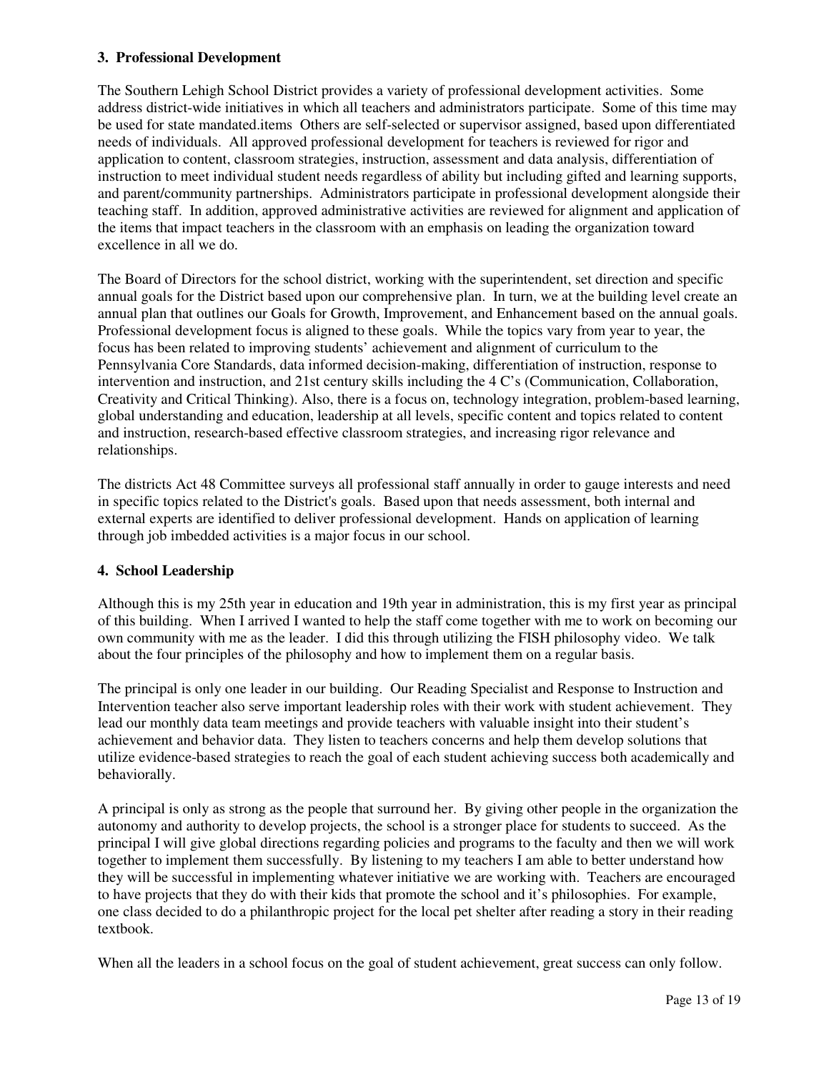### 3. Professional Development

The Southern Lehigh School District provides a variety of professional development activities. Some address district-wide initiatives in which all teachers and administrators participate. Some of this time may be used for state mandated.items Others are self-selected or supervisor assigned, based upon differentiated needs of individuals. All approved professional development for teachers is reviewed for rigor and application to content, classroom strategies, instruction, assessment and data analysis, differentiation of instruction to meet individual student needs regardless of ability but including gifted and learning supports, and parent/community partnerships. Administrators participate in professional development alongside their teaching staff. In addition, approved administrative activities are reviewed for alignment and application of the items that impact teachers in the classroom with an emphasis on leading the organization toward excellence in all we do.

The Board of Directors for the school district, working with the superintendent, set direction and specific annual goals for the District based upon our comprehensive plan. In turn, we at the building level create an annual plan that outlines our Goals for Growth, Improvement, and Enhancement based on the annual goals. Professional development focus is aligned to these goals. While the topics vary from year to year, the focus has been related to improving students' achievement and alignment of curriculum to the Pennsylvania Core Standards, data informed decision-making, differentiation of instruction, response to intervention and instruction, and 21st century skills including the 4 C's (Communication, Collaboration, Creativity and Critical Thinking). Also, there is a focus on, technology integration, problem-based learning, global understanding and education, leadership at all levels, specific content and topics related to content and instruction, research-based effective classroom strategies, and increasing rigor relevance and relationships.

The districts Act 48 Committee surveys all professional staff annually in order to gauge interests and need in specific topics related to the District's goals. Based upon that needs assessment, both internal and external experts are identified to deliver professional development. Hands on application of learning through job imbedded activities is a major focus in our school.

### 4. School Leadership

Although this is my 25th year in education and 19th year in administration, this is my first year as principal of this building. When I arrived I wanted to help the staff come together with me to work on becoming our own community with me as the leader. I did this through utilizing the FISH philosophy video. We talk about the four principles of the philosophy and how to implement them on a regular basis.

The principal is only one leader in our building. Our Reading Specialist and Response to Instruction and Intervention teacher also serve important leadership roles with their work with student achievement. They lead our monthly data team meetings and provide teachers with valuable insight into their student's achievement and behavior data. They listen to teachers concerns and help them develop solutions that utilize evidence-based strategies to reach the goal of each student achieving success both academically and behaviorally.

A principal is only as strong as the people that surround her. By giving other people in the organization the autonomy and authority to develop projects, the school is a stronger place for students to succeed. As the principal I will give global directions regarding policies and programs to the faculty and then we will work together to implement them successfully. By listening to my teachers I am able to better understand how they will be successful in implementing whatever initiative we are working with. Teachers are encouraged to have projects that they do with their kids that promote the school and it's philosophies. For example, one class decided to do a philanthropic project for the local pet shelter after reading a story in their reading textbook.

When all the leaders in a school focus on the goal of student achievement, great success can only follow.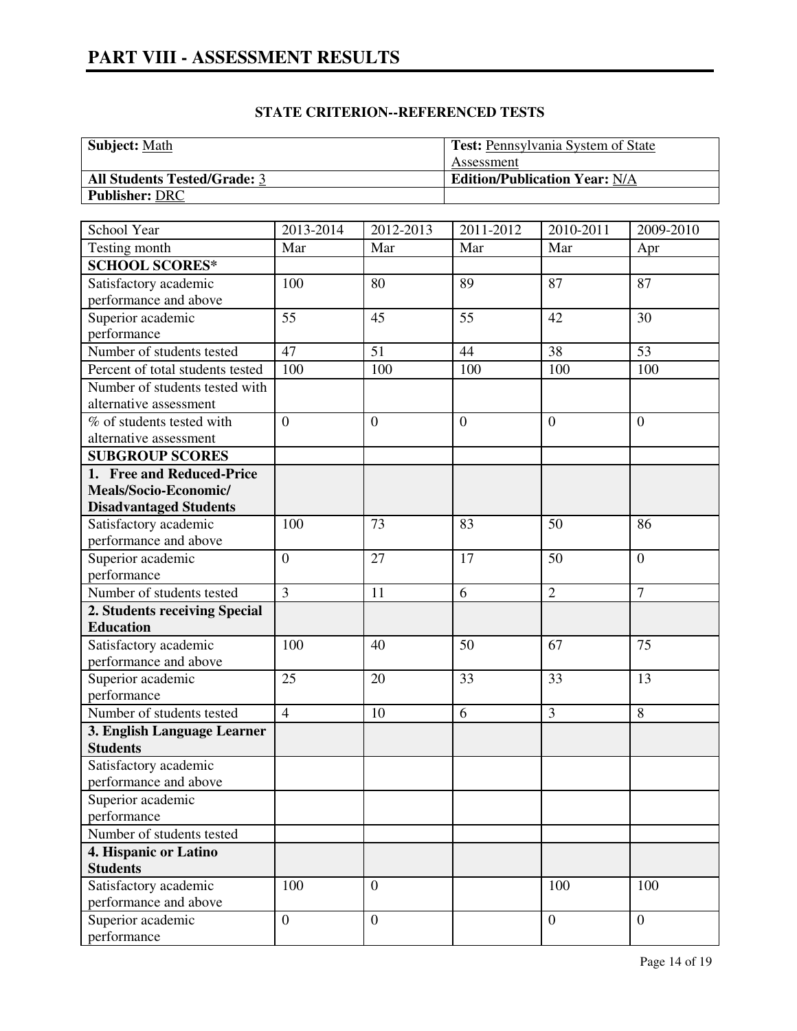# PART VIII - ASSESSMENT RESULTS

## STATE CRITERION--REFERENCED TESTS

| **Subject:** Math | **Test:** Pennsylvania System of State Assessment |
| --- | --- |
| **All Students Tested/Grade:** 3 | **Edition/Publication Year:** N/A |
| **Publisher:** DRC | |

| School Year | 2013-2014 | 2012-2013 | 2011-2012 | 2010-2011 | 2009-2010 |
| --- | --- | --- | --- | --- | --- |
| Testing month | Mar | Mar | Mar | Mar | Apr |
| **SCHOOL SCORES*** | | | | | |
| Satisfactory academic performance and above | 100 | 80 | 89 | 87 | 87 |
| Superior academic performance | 55 | 45 | 55 | 42 | 30 |
| Number of students tested | 47 | 51 | 44 | 38 | 53 |
| Percent of total students tested | 100 | 100 | 100 | 100 | 100 |
| Number of students tested with alternative assessment | | | | | |
| % of students tested with alternative assessment | 0 | 0 | 0 | 0 | 0 |
| **SUBGROUP SCORES** | | | | | |
| **1. Free and Reduced-Price Meals/Socio-Economic/ Disadvantaged Students** | | | | | |
| Satisfactory academic performance and above | 100 | 73 | 83 | 50 | 86 |
| Superior academic performance | 0 | 27 | 17 | 50 | 0 |
| Number of students tested | 3 | 11 | 6 | 2 | 7 |
| **2. Students receiving Special Education** | | | | | |
| Satisfactory academic performance and above | 100 | 40 | 50 | 67 | 75 |
| Superior academic performance | 25 | 20 | 33 | 33 | 13 |
| Number of students tested | 4 | 10 | 6 | 3 | 8 |
| **3. English Language Learner Students** | | | | | |
| Satisfactory academic performance and above | | | | | |
| Superior academic performance | | | | | |
| Number of students tested | | | | | |
| **4. Hispanic or Latino Students** | | | | | |
| Satisfactory academic performance and above | 100 | 0 | | 100 | 100 |
| Superior academic performance | 0 | 0 | | 0 | 0 |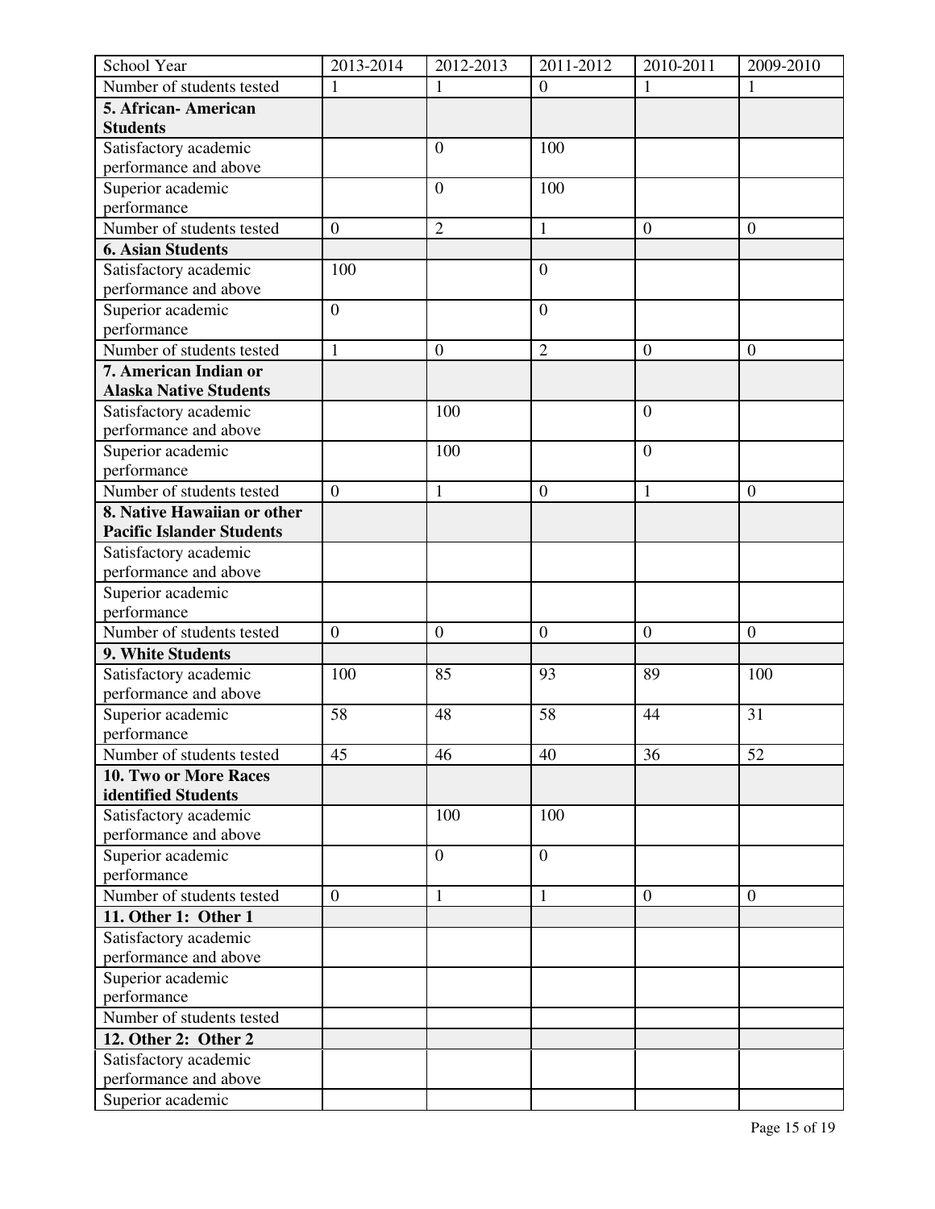| School Year | 2013-2014 | 2012-2013 | 2011-2012 | 2010-2011 | 2009-2010 |
|---|---|---|---|---|---|
| Number of students tested | 1 | 1 | 0 | 1 | 1 |
| **5. African- American Students** | | | | | |
| Satisfactory academic performance and above | | 0 | 100 | | |
| Superior academic performance | | 0 | 100 | | |
| Number of students tested | 0 | 2 | 1 | 0 | 0 |
| **6. Asian Students** | | | | | |
| Satisfactory academic performance and above | 100 | | 0 | | |
| Superior academic performance | 0 | | 0 | | |
| Number of students tested | 1 | 0 | 2 | 0 | 0 |
| **7. American Indian or Alaska Native Students** | | | | | |
| Satisfactory academic performance and above | | 100 | | 0 | |
| Superior academic performance | | 100 | | 0 | |
| Number of students tested | 0 | 1 | 0 | 1 | 0 |
| **8. Native Hawaiian or other Pacific Islander Students** | | | | | |
| Satisfactory academic performance and above | | | | | |
| Superior academic performance | | | | | |
| Number of students tested | 0 | 0 | 0 | 0 | 0 |
| **9. White Students** | | | | | |
| Satisfactory academic performance and above | 100 | 85 | 93 | 89 | 100 |
| Superior academic performance | 58 | 48 | 58 | 44 | 31 |
| Number of students tested | 45 | 46 | 40 | 36 | 52 |
| **10. Two or More Races identified Students** | | | | | |
| Satisfactory academic performance and above | | 100 | 100 | | |
| Superior academic performance | | 0 | 0 | | |
| Number of students tested | 0 | 1 | 1 | 0 | 0 |
| **11. Other 1: Other 1** | | | | | |
| Satisfactory academic performance and above | | | | | |
| Superior academic performance | | | | | |
| Number of students tested | | | | | |
| **12. Other 2: Other 2** | | | | | |
| Satisfactory academic performance and above | | | | | |
| Superior academic | | | | | |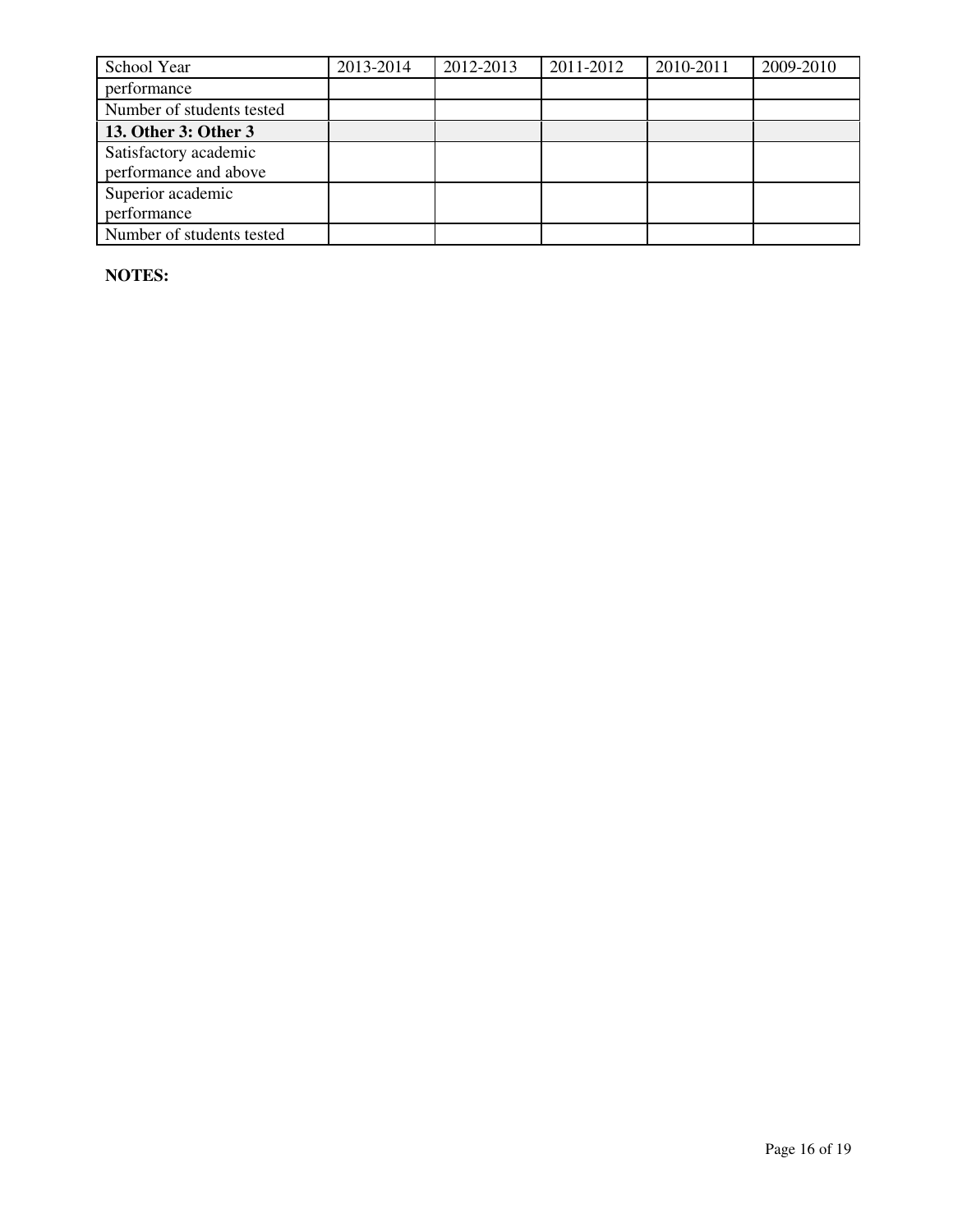| School Year | 2013-2014 | 2012-2013 | 2011-2012 | 2010-2011 | 2009-2010 |
|---|---|---|---|---|---|
| performance | | | | | |
| Number of students tested | | | | | |
| **13. Other 3: Other 3** | | | | | |
| Satisfactory academic performance and above | | | | | |
| Superior academic performance | | | | | |
| Number of students tested | | | | | |

**NOTES:**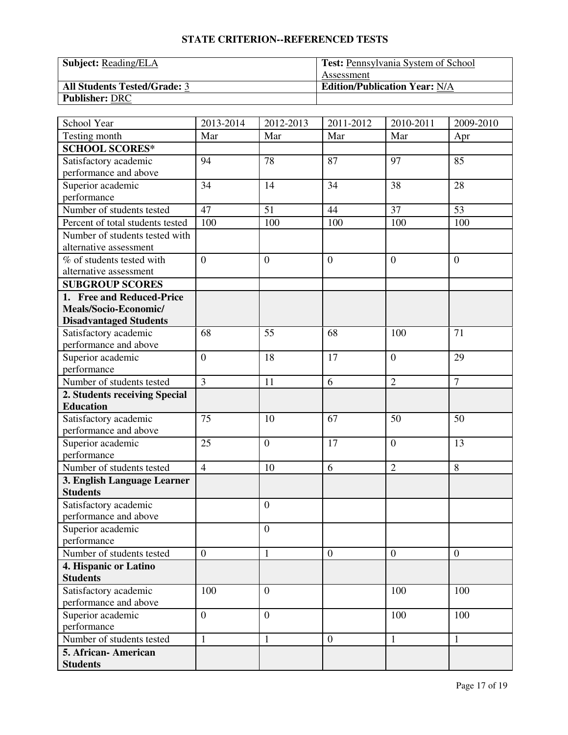# STATE CRITERION--REFERENCED TESTS

| **Subject:** Reading/ELA | **Test:** Pennsylvania System of School Assessment |
|---|---|
| **All Students Tested/Grade:** 3 | **Edition/Publication Year:** N/A |
| **Publisher:** DRC | |

| School Year | 2013-2014 | 2012-2013 | 2011-2012 | 2010-2011 | 2009-2010 |
|---|---|---|---|---|---|
| Testing month | Mar | Mar | Mar | Mar | Apr |
| **SCHOOL SCORES*** | | | | | |
| Satisfactory academic performance and above | 94 | 78 | 87 | 97 | 85 |
| Superior academic performance | 34 | 14 | 34 | 38 | 28 |
| Number of students tested | 47 | 51 | 44 | 37 | 53 |
| Percent of total students tested | 100 | 100 | 100 | 100 | 100 |
| Number of students tested with alternative assessment | | | | | |
| % of students tested with alternative assessment | 0 | 0 | 0 | 0 | 0 |
| **SUBGROUP SCORES** | | | | | |
| **1. Free and Reduced-Price Meals/Socio-Economic/ Disadvantaged Students** | | | | | |
| Satisfactory academic performance and above | 68 | 55 | 68 | 100 | 71 |
| Superior academic performance | 0 | 18 | 17 | 0 | 29 |
| Number of students tested | 3 | 11 | 6 | 2 | 7 |
| **2. Students receiving Special Education** | | | | | |
| Satisfactory academic performance and above | 75 | 10 | 67 | 50 | 50 |
| Superior academic performance | 25 | 0 | 17 | 0 | 13 |
| Number of students tested | 4 | 10 | 6 | 2 | 8 |
| **3. English Language Learner Students** | | | | | |
| Satisfactory academic performance and above | | 0 | | | |
| Superior academic performance | | 0 | | | |
| Number of students tested | 0 | 1 | 0 | 0 | 0 |
| **4. Hispanic or Latino Students** | | | | | |
| Satisfactory academic performance and above | 100 | 0 | | 100 | 100 |
| Superior academic performance | 0 | 0 | | 100 | 100 |
| Number of students tested | 1 | 1 | 0 | 1 | 1 |
| **5. African- American Students** | | | | | |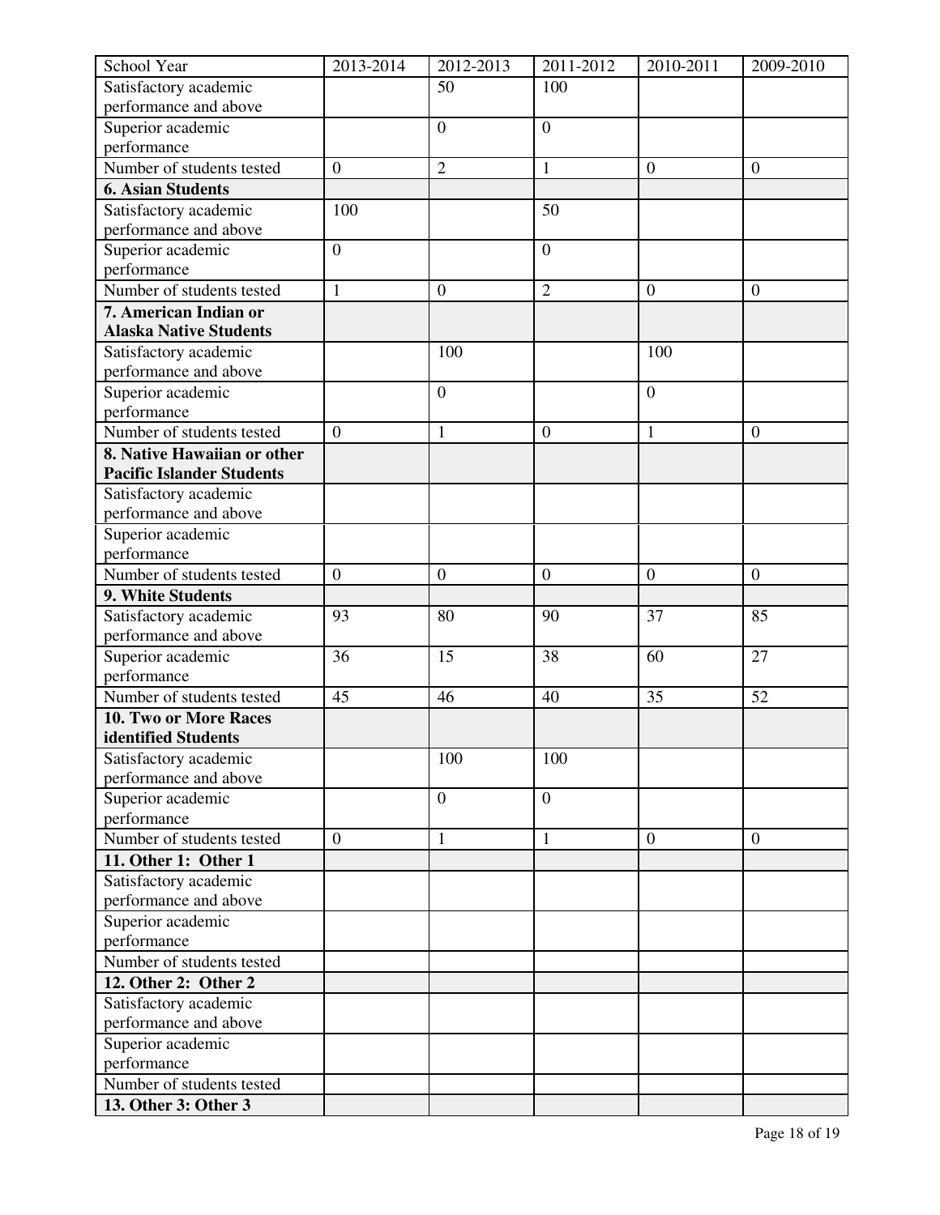| School Year | 2013-2014 | 2012-2013 | 2011-2012 | 2010-2011 | 2009-2010 |
|---|---|---|---|---|---|
| Satisfactory academic performance and above | | 50 | 100 | | |
| Superior academic performance | | 0 | 0 | | |
| Number of students tested | 0 | 2 | 1 | 0 | 0 |
| **6. Asian Students** | | | | | |
| Satisfactory academic performance and above | 100 | | 50 | | |
| Superior academic performance | 0 | | 0 | | |
| Number of students tested | 1 | 0 | 2 | 0 | 0 |
| **7. American Indian or Alaska Native Students** | | | | | |
| Satisfactory academic performance and above | | 100 | | 100 | |
| Superior academic performance | | 0 | | 0 | |
| Number of students tested | 0 | 1 | 0 | 1 | 0 |
| **8. Native Hawaiian or other Pacific Islander Students** | | | | | |
| Satisfactory academic performance and above | | | | | |
| Superior academic performance | | | | | |
| Number of students tested | 0 | 0 | 0 | 0 | 0 |
| **9. White Students** | | | | | |
| Satisfactory academic performance and above | 93 | 80 | 90 | 37 | 85 |
| Superior academic performance | 36 | 15 | 38 | 60 | 27 |
| Number of students tested | 45 | 46 | 40 | 35 | 52 |
| **10. Two or More Races identified Students** | | | | | |
| Satisfactory academic performance and above | | 100 | 100 | | |
| Superior academic performance | | 0 | 0 | | |
| Number of students tested | 0 | 1 | 1 | 0 | 0 |
| **11. Other 1: Other 1** | | | | | |
| Satisfactory academic performance and above | | | | | |
| Superior academic performance | | | | | |
| Number of students tested | | | | | |
| **12. Other 2: Other 2** | | | | | |
| Satisfactory academic performance and above | | | | | |
| Superior academic performance | | | | | |
| Number of students tested | | | | | |
| **13. Other 3: Other 3** | | | | | |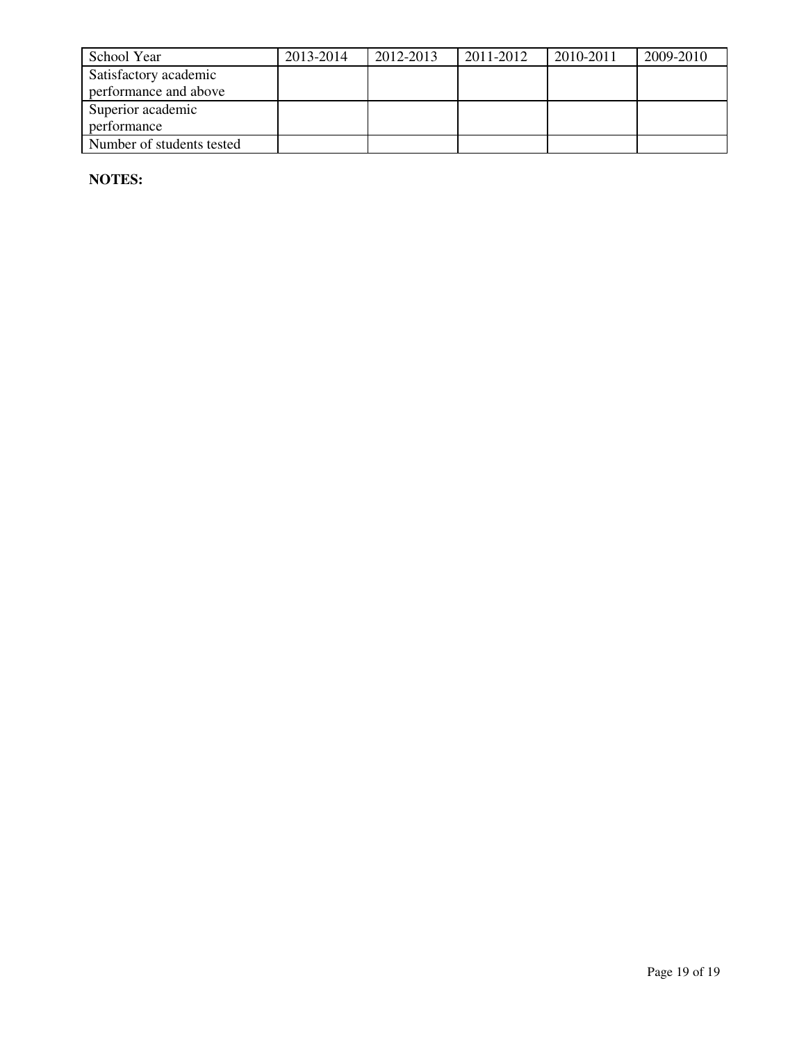| School Year | 2013-2014 | 2012-2013 | 2011-2012 | 2010-2011 | 2009-2010 |
|---|---|---|---|---|---|
| Satisfactory academic performance and above | | | | | |
| Superior academic performance | | | | | |
| Number of students tested | | | | | |

**NOTES:**